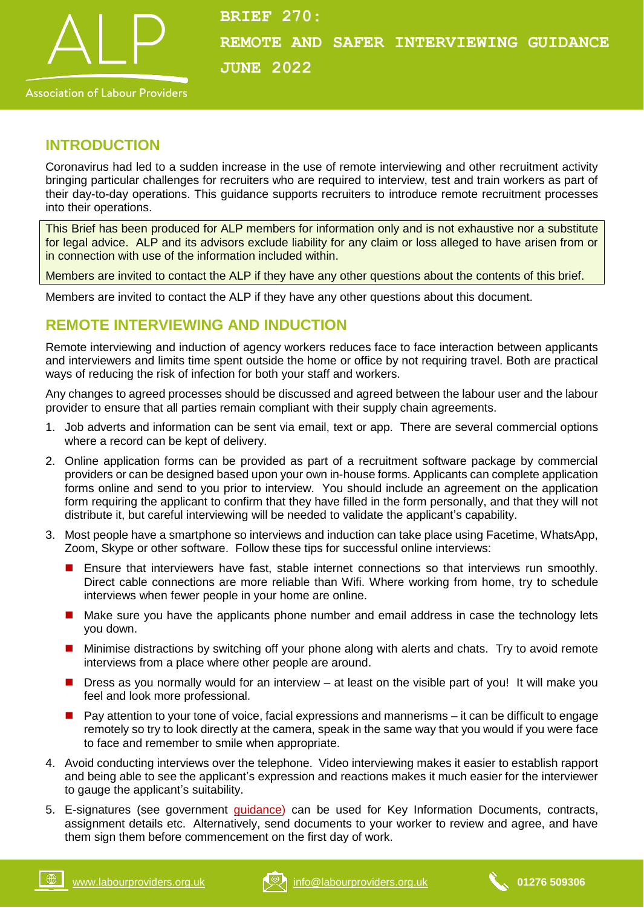# BRIEF 270: REMOTE AND SAFER INTERVIEWING GUIDANCE JUNE 2022

Association of Labour Providers

## INTRODUCTION

Coronavirus had led to a sudden increase in the use of remote interviewing and other recruitment activity bringing particular challenges for recruiters who are required to interview, test and train workers as part of their day-to-day operations. This guidance supports recruiters to introduce remote recruitment processes into their operations.

This Brief has been produced for ALP members for information only and is not exhaustive nor a substitute for legal advice. ALP and its advisors exclude liability for any claim or loss alleged to have arisen from or in connection with use of the information included within.

Members are invited to contact the ALP if they have any other questions about the contents of this brief.

Members are invited to contact the ALP if they have any other questions about this document.

## REMOTE INTERVIEWING AND INDUCTION

Remote interviewing and induction of agency workers reduces face to face interaction between applicants and interviewers and limits time spent outside the home or office by not requiring travel. Both are practical ways of reducing the risk of infection for both your staff and workers.

Any changes to agreed processes should be discussed and agreed between the labour user and the labour provider to ensure that all parties remain compliant with their supply chain agreements.

1. Job adverts and information can be sent via email, text or app. There are several commercial options where a record can be kept of delivery.
2. Online application forms can be provided as part of a recruitment software package by commercial providers or can be designed based upon your own in-house forms. Applicants can complete application forms online and send to you prior to interview. You should include an agreement on the application form requiring the applicant to confirm that they have filled in the form personally, and that they will not distribute it, but careful interviewing will be needed to validate the applicant's capability.
3. Most people have a smartphone so interviews and induction can take place using Facetime, WhatsApp, Zoom, Skype or other software. Follow these tips for successful online interviews:
   - Ensure that interviewers have fast, stable internet connections so that interviews run smoothly. Direct cable connections are more reliable than Wifi. Where working from home, try to schedule interviews when fewer people in your home are online.
   - Make sure you have the applicants phone number and email address in case the technology lets you down.
   - Minimise distractions by switching off your phone along with alerts and chats. Try to avoid remote interviews from a place where other people are around.
   - Dress as you normally would for an interview – at least on the visible part of you! It will make you feel and look more professional.
   - Pay attention to your tone of voice, facial expressions and mannerisms – it can be difficult to engage remotely so try to look directly at the camera, speak in the same way that you would if you were face to face and remember to smile when appropriate.
4. Avoid conducting interviews over the telephone. Video interviewing makes it easier to establish rapport and being able to see the applicant's expression and reactions makes it much easier for the interviewer to gauge the applicant's suitability.
5. E-signatures (see government guidance) can be used for Key Information Documents, contracts, assignment details etc. Alternatively, send documents to your worker to review and agree, and have them sign them before commencement on the first day of work.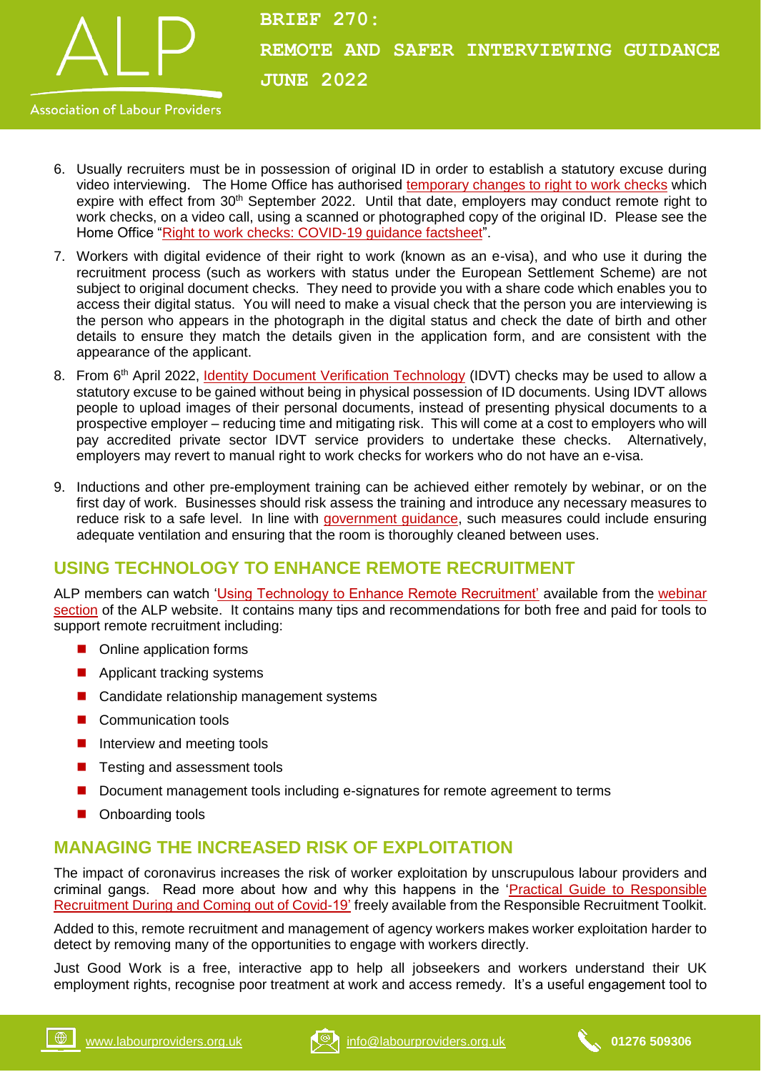6. Usually recruiters must be in possession of original ID in order to establish a statutory excuse during video interviewing. The Home Office has authorised temporary changes to right to work checks which expire with effect from 30th September 2022. Until that date, employers may conduct remote right to work checks, on a video call, using a scanned or photographed copy of the original ID. Please see the Home Office "Right to work checks: COVID-19 guidance factsheet".

7. Workers with digital evidence of their right to work (known as an e-visa), and who use it during the recruitment process (such as workers with status under the European Settlement Scheme) are not subject to original document checks. They need to provide you with a share code which enables you to access their digital status. You will need to make a visual check that the person you are interviewing is the person who appears in the photograph in the digital status and check the date of birth and other details to ensure they match the details given in the application form, and are consistent with the appearance of the applicant.

8. From 6th April 2022, Identity Document Verification Technology (IDVT) checks may be used to allow a statutory excuse to be gained without being in physical possession of ID documents. Using IDVT allows people to upload images of their personal documents, instead of presenting physical documents to a prospective employer – reducing time and mitigating risk. This will come at a cost to employers who will pay accredited private sector IDVT service providers to undertake these checks. Alternatively, employers may revert to manual right to work checks for workers who do not have an e-visa.

9. Inductions and other pre-employment training can be achieved either remotely by webinar, or on the first day of work. Businesses should risk assess the training and introduce any necessary measures to reduce risk to a safe level. In line with government guidance, such measures could include ensuring adequate ventilation and ensuring that the room is thoroughly cleaned between uses.

## USING TECHNOLOGY TO ENHANCE REMOTE RECRUITMENT

ALP members can watch 'Using Technology to Enhance Remote Recruitment' available from the webinar section of the ALP website. It contains many tips and recommendations for both free and paid for tools to support remote recruitment including:

- Online application forms
- Applicant tracking systems
- Candidate relationship management systems
- Communication tools
- Interview and meeting tools
- Testing and assessment tools
- Document management tools including e-signatures for remote agreement to terms
- Onboarding tools

## MANAGING THE INCREASED RISK OF EXPLOITATION

The impact of coronavirus increases the risk of worker exploitation by unscrupulous labour providers and criminal gangs. Read more about how and why this happens in the 'Practical Guide to Responsible Recruitment During and Coming out of Covid-19' freely available from the Responsible Recruitment Toolkit.

Added to this, remote recruitment and management of agency workers makes worker exploitation harder to detect by removing many of the opportunities to engage with workers directly.

Just Good Work is a free, interactive app to help all jobseekers and workers understand their UK employment rights, recognise poor treatment at work and access remedy. It's a useful engagement tool to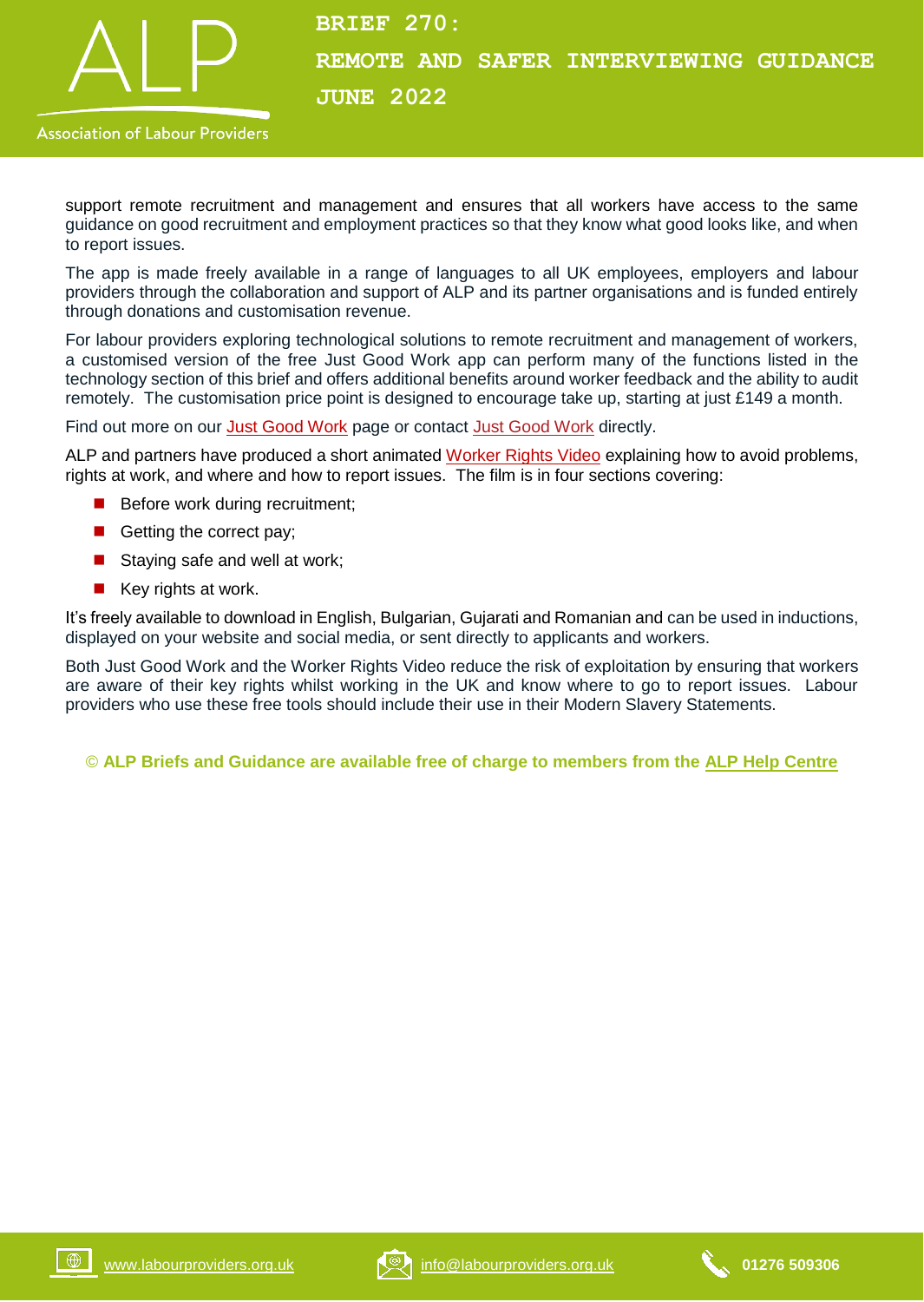support remote recruitment and management and ensures that all workers have access to the same guidance on good recruitment and employment practices so that they know what good looks like, and when to report issues.

The app is made freely available in a range of languages to all UK employees, employers and labour providers through the collaboration and support of ALP and its partner organisations and is funded entirely through donations and customisation revenue.

For labour providers exploring technological solutions to remote recruitment and management of workers, a customised version of the free Just Good Work app can perform many of the functions listed in the technology section of this brief and offers additional benefits around worker feedback and the ability to audit remotely. The customisation price point is designed to encourage take up, starting at just £149 a month.

Find out more on our Just Good Work page or contact Just Good Work directly.

ALP and partners have produced a short animated Worker Rights Video explaining how to avoid problems, rights at work, and where and how to report issues. The film is in four sections covering:

- Before work during recruitment;
- Getting the correct pay;
- Staying safe and well at work;
- Key rights at work.

It's freely available to download in English, Bulgarian, Gujarati and Romanian and can be used in inductions, displayed on your website and social media, or sent directly to applicants and workers.

Both Just Good Work and the Worker Rights Video reduce the risk of exploitation by ensuring that workers are aware of their key rights whilst working in the UK and know where to go to report issues. Labour providers who use these free tools should include their use in their Modern Slavery Statements.

**© ALP Briefs and Guidance are available free of charge to members from the ALP Help Centre**